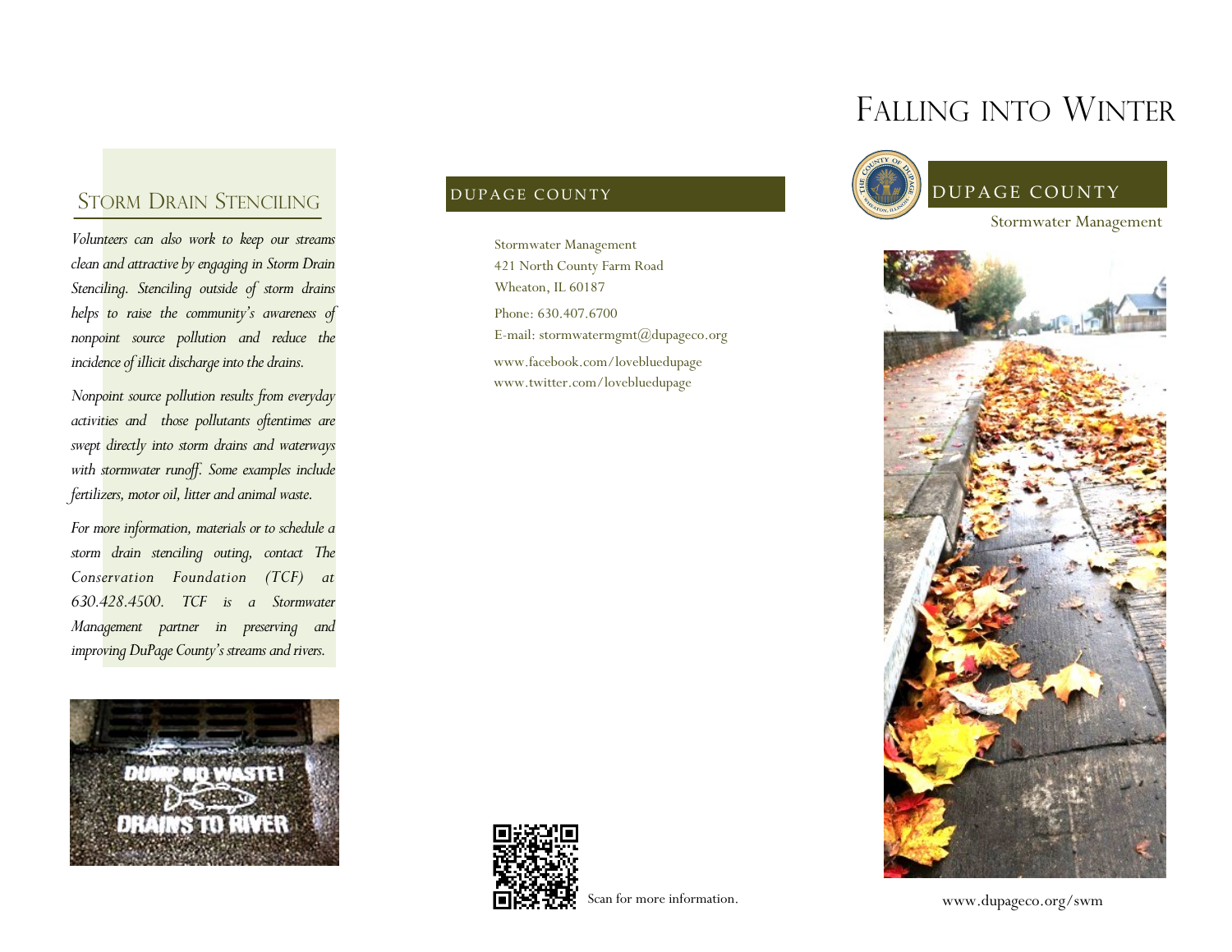## Storm Drain Stenciling

*Volunteers can also work to keep our streams clean and attractive by engaging in Storm Drain Stenciling. Stenciling outside of storm drains helps to raise the community's awareness of nonpoint source pollution and reduce the incidence of illicit discharge into the drains.*

*Nonpoint source pollution results from everyday activities and those pollutants oftentimes are swept directly into storm drains and waterways with stormwater runoff. Some examples include fertilizers, motor oil, litter and animal waste.*

*For more information, materials or to schedule a storm drain stenciling outing, contact The Conservation Foundation (TCF) at 630.428.4500. TCF is a Stormwater Management partner in preserving and improving DuPage County's streams and rivers.*

DUPAGE COUNTY

Stormwater Management
421 North County Farm Road
Wheaton, IL 60187

Phone: 630.407.6700
E-mail: stormwatermgmt@dupageco.org

www.facebook.com/lovebluedupage
www.twitter.com/lovebluedupage

Scan for more information.

# Falling into Winter

DUPAGE COUNTY

Stormwater Management

www.dupageco.org/swm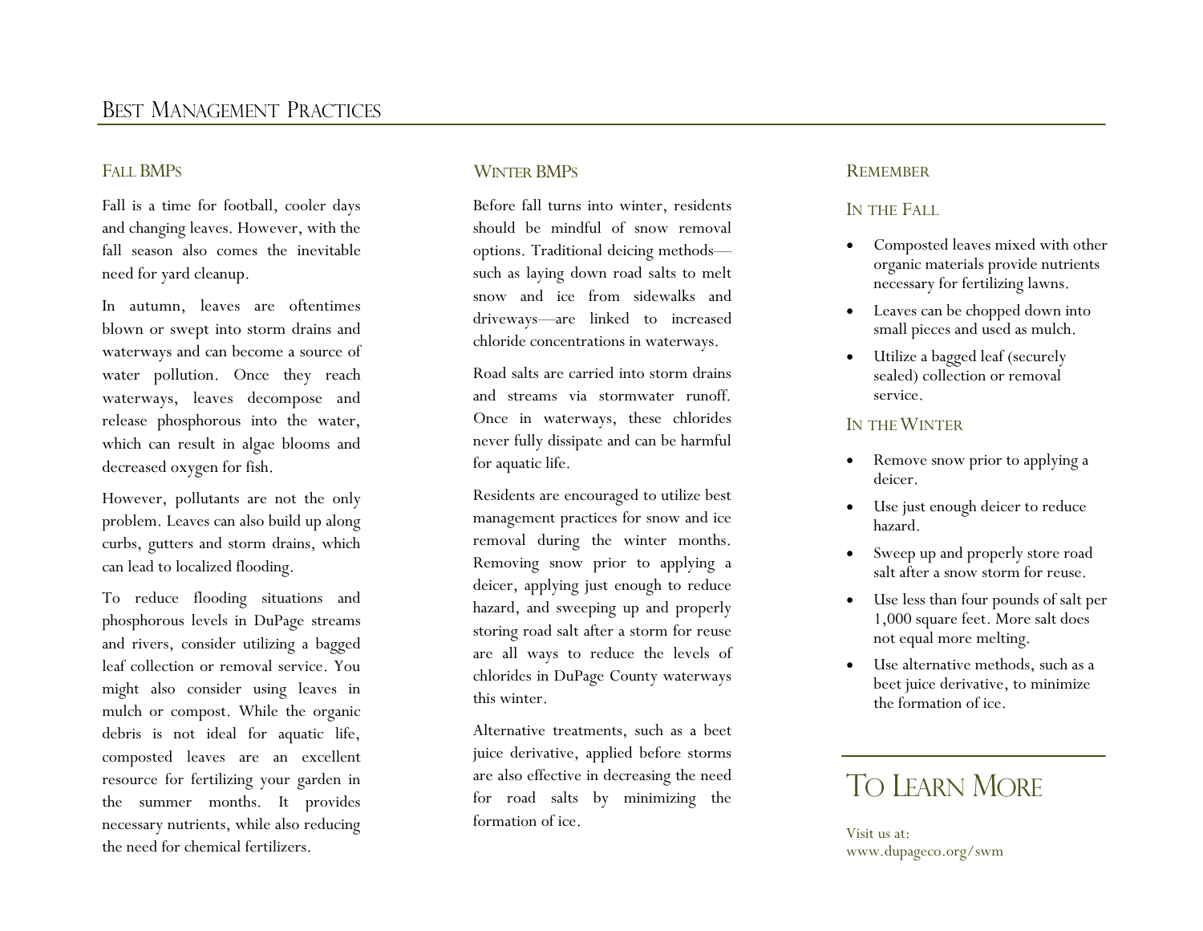# Best Management Practices

## Fall BMPs

Fall is a time for football, cooler days and changing leaves. However, with the fall season also comes the inevitable need for yard cleanup.

In autumn, leaves are oftentimes blown or swept into storm drains and waterways and can become a source of water pollution. Once they reach waterways, leaves decompose and release phosphorous into the water, which can result in algae blooms and decreased oxygen for fish.

However, pollutants are not the only problem. Leaves can also build up along curbs, gutters and storm drains, which can lead to localized flooding.

To reduce flooding situations and phosphorous levels in DuPage streams and rivers, consider utilizing a bagged leaf collection or removal service. You might also consider using leaves in mulch or compost. While the organic debris is not ideal for aquatic life, composted leaves are an excellent resource for fertilizing your garden in the summer months. It provides necessary nutrients, while also reducing the need for chemical fertilizers.

## Winter BMPs

Before fall turns into winter, residents should be mindful of snow removal options. Traditional deicing methods—such as laying down road salts to melt snow and ice from sidewalks and driveways—are linked to increased chloride concentrations in waterways.

Road salts are carried into storm drains and streams via stormwater runoff. Once in waterways, these chlorides never fully dissipate and can be harmful for aquatic life.

Residents are encouraged to utilize best management practices for snow and ice removal during the winter months. Removing snow prior to applying a deicer, applying just enough to reduce hazard, and sweeping up and properly storing road salt after a storm for reuse are all ways to reduce the levels of chlorides in DuPage County waterways this winter.

Alternative treatments, such as a beet juice derivative, applied before storms are also effective in decreasing the need for road salts by minimizing the formation of ice.

## Remember

### In the Fall

- Composted leaves mixed with other organic materials provide nutrients necessary for fertilizing lawns.
- Leaves can be chopped down into small pieces and used as mulch.
- Utilize a bagged leaf (securely sealed) collection or removal service.

### In the Winter

- Remove snow prior to applying a deicer.
- Use just enough deicer to reduce hazard.
- Sweep up and properly store road salt after a snow storm for reuse.
- Use less than four pounds of salt per 1,000 square feet. More salt does not equal more melting.
- Use alternative methods, such as a beet juice derivative, to minimize the formation of ice.

## To Learn More

Visit us at:
www.dupageco.org/swm